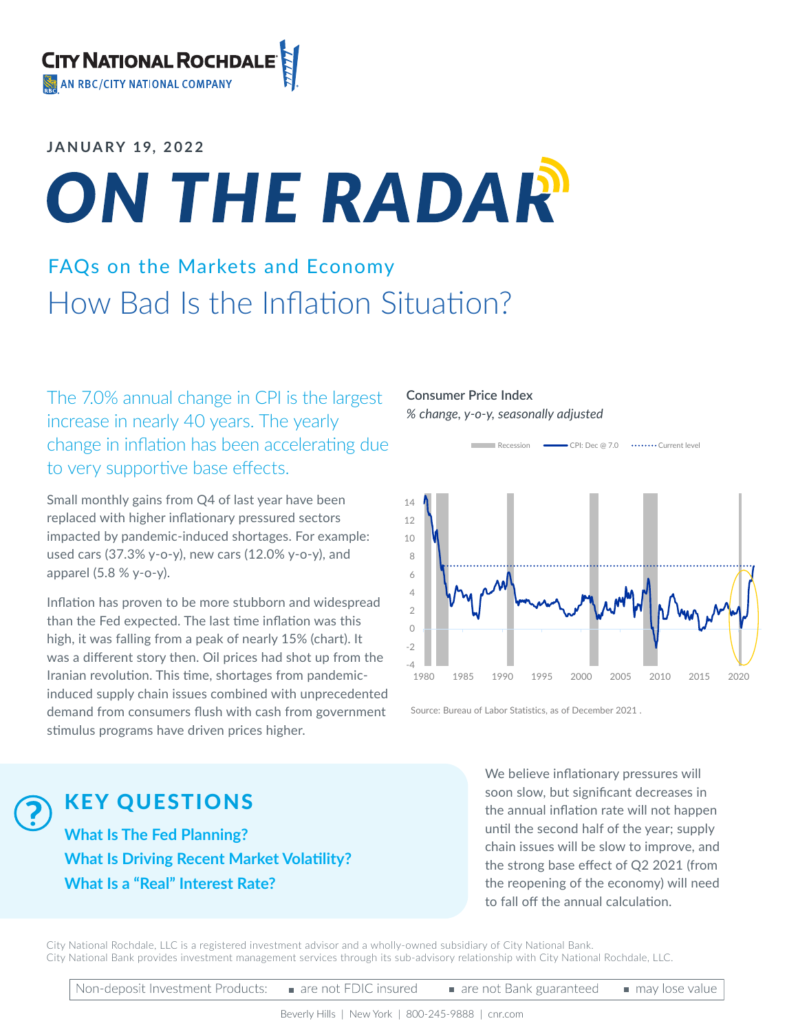CITY NATIONAL ROCHDALE
AN RBC/CITY NATIONAL COMPANY

JANUARY 19, 2022

# ON THE RADAR

## FAQs on the Markets and Economy

# How Bad Is the Inflation Situation?

The 7.0% annual change in CPI is the largest increase in nearly 40 years. The yearly change in inflation has been accelerating due to very supportive base effects.

Small monthly gains from Q4 of last year have been replaced with higher inflationary pressured sectors impacted by pandemic-induced shortages. For example: used cars (37.3% y-o-y), new cars (12.0% y-o-y), and apparel (5.8 % y-o-y).

Inflation has proven to be more stubborn and widespread than the Fed expected. The last time inflation was this high, it was falling from a peak of nearly 15% (chart). It was a different story then. Oil prices had shot up from the Iranian revolution. This time, shortages from pandemic-induced supply chain issues combined with unprecedented demand from consumers flush with cash from government stimulus programs have driven prices higher.

**Consumer Price Index**
*% change, y-o-y, seasonally adjusted*

Recession | CPI: Dec @ 7.0 | Current level

Source: Bureau of Labor Statistics, as of December 2021 .

We believe inflationary pressures will soon slow, but significant decreases in the annual inflation rate will not happen until the second half of the year; supply chain issues will be slow to improve, and the strong base effect of Q2 2021 (from the reopening of the economy) will need to fall off the annual calculation.

## KEY QUESTIONS

**What Is The Fed Planning?**
**What Is Driving Recent Market Volatility?**
**What Is a "Real" Interest Rate?**

City National Rochdale, LLC is a registered investment advisor and a wholly-owned subsidiary of City National Bank.
City National Bank provides investment management services through its sub-advisory relationship with City National Rochdale, LLC.

Non-deposit Investment Products: ■ are not FDIC insured ■ are not Bank guaranteed ■ may lose value

Beverly Hills | New York | 800-245-9888 | cnr.com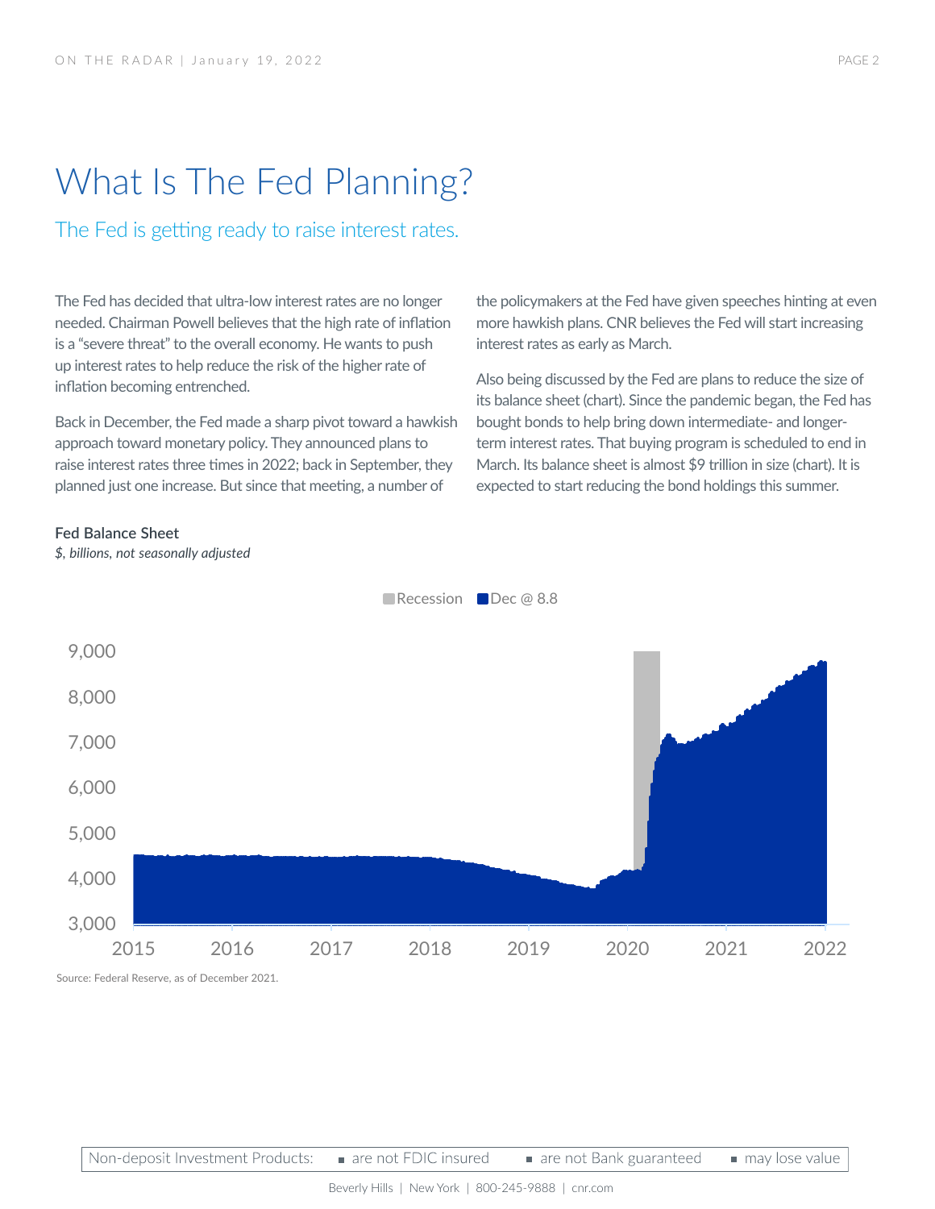# What Is The Fed Planning?

## The Fed is getting ready to raise interest rates.

The Fed has decided that ultra-low interest rates are no longer needed. Chairman Powell believes that the high rate of inflation is a "severe threat" to the overall economy. He wants to push up interest rates to help reduce the risk of the higher rate of inflation becoming entrenched.

Back in December, the Fed made a sharp pivot toward a hawkish approach toward monetary policy. They announced plans to raise interest rates three times in 2022; back in September, they planned just one increase. But since that meeting, a number of the policymakers at the Fed have given speeches hinting at even more hawkish plans. CNR believes the Fed will start increasing interest rates as early as March.

Also being discussed by the Fed are plans to reduce the size of its balance sheet (chart). Since the pandemic began, the Fed has bought bonds to help bring down intermediate- and longer-term interest rates. That buying program is scheduled to end in March. Its balance sheet is almost $9 trillion in size (chart). It is expected to start reducing the bond holdings this summer.

**Fed Balance Sheet**

*$, billions, not seasonally adjusted*

Recession | Dec @ 8.8

Source: Federal Reserve, as of December 2021.

Non-deposit Investment Products: ▪ are not FDIC insured ▪ are not Bank guaranteed ▪ may lose value

Beverly Hills | New York | 800-245-9888 | cnr.com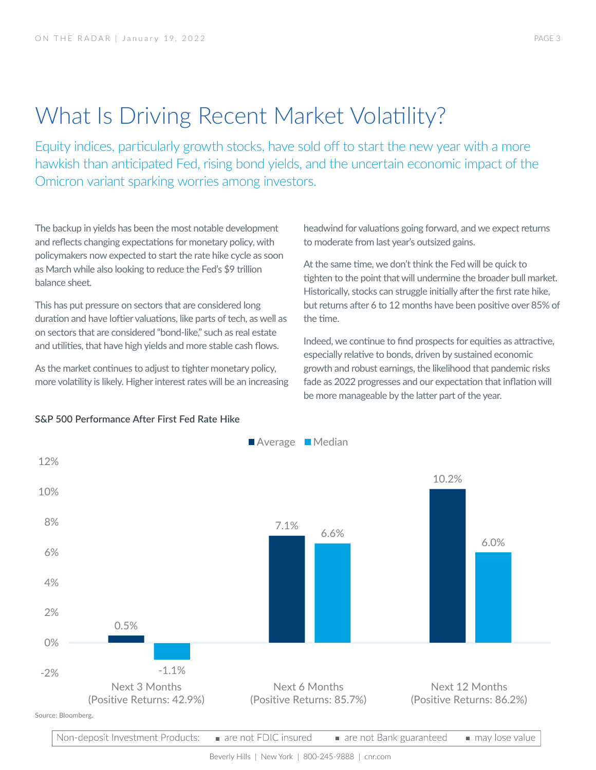# What Is Driving Recent Market Volatility?

Equity indices, particularly growth stocks, have sold off to start the new year with a more hawkish than anticipated Fed, rising bond yields, and the uncertain economic impact of the Omicron variant sparking worries among investors.

The backup in yields has been the most notable development and reflects changing expectations for monetary policy, with policymakers now expected to start the rate hike cycle as soon as March while also looking to reduce the Fed's $9 trillion balance sheet.

This has put pressure on sectors that are considered long duration and have loftier valuations, like parts of tech, as well as on sectors that are considered "bond-like," such as real estate and utilities, that have high yields and more stable cash flows.

As the market continues to adjust to tighter monetary policy, more volatility is likely. Higher interest rates will be an increasing headwind for valuations going forward, and we expect returns to moderate from last year's outsized gains.

At the same time, we don't think the Fed will be quick to tighten to the point that will undermine the broader bull market. Historically, stocks can struggle initially after the first rate hike, but returns after 6 to 12 months have been positive over 85% of the time.

Indeed, we continue to find prospects for equities as attractive, especially relative to bonds, driven by sustained economic growth and robust earnings, the likelihood that pandemic risks fade as 2022 progresses and our expectation that inflation will be more manageable by the latter part of the year.

**S&P 500 Performance After First Fed Rate Hike**

| | Average | Median |
|---|---|---|
| Next 3 Months (Positive Returns: 42.9%) | 0.5% | -1.1% |
| Next 6 Months (Positive Returns: 85.7%) | 7.1% | 6.6% |
| Next 12 Months (Positive Returns: 86.2%) | 10.2% | 6.0% |

Source: Bloomberg.

Non-deposit Investment Products: ■ are not FDIC insured ■ are not Bank guaranteed ■ may lose value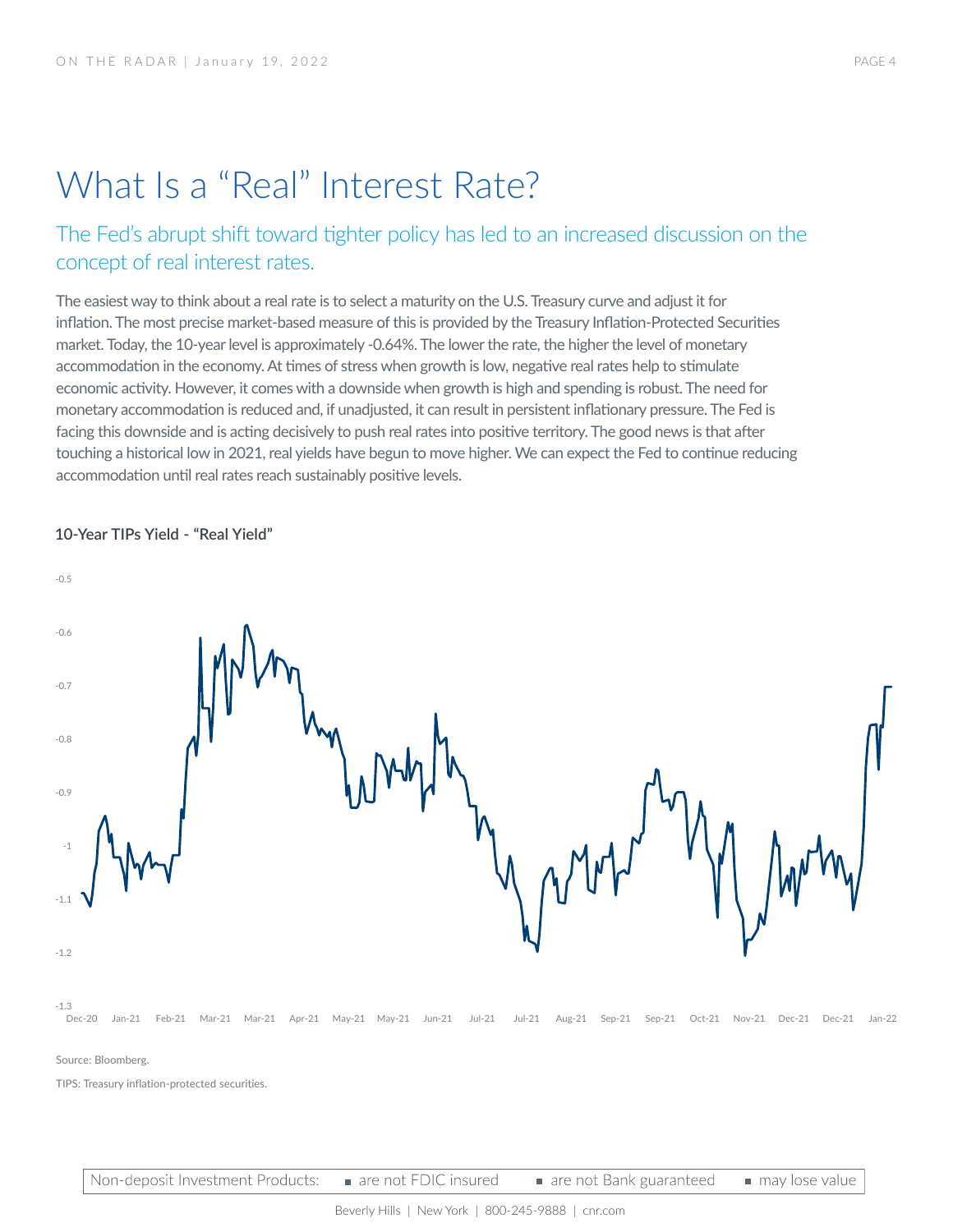# What Is a "Real" Interest Rate?

## The Fed's abrupt shift toward tighter policy has led to an increased discussion on the concept of real interest rates.

The easiest way to think about a real rate is to select a maturity on the U.S. Treasury curve and adjust it for inflation. The most precise market-based measure of this is provided by the Treasury Inflation-Protected Securities market. Today, the 10-year level is approximately -0.64%. The lower the rate, the higher the level of monetary accommodation in the economy. At times of stress when growth is low, negative real rates help to stimulate economic activity. However, it comes with a downside when growth is high and spending is robust. The need for monetary accommodation is reduced and, if unadjusted, it can result in persistent inflationary pressure. The Fed is facing this downside and is acting decisively to push real rates into positive territory. The good news is that after touching a historical low in 2021, real yields have begun to move higher. We can expect the Fed to continue reducing accommodation until real rates reach sustainably positive levels.

**10-Year TIPs Yield - "Real Yield"**

Source: Bloomberg.

TIPS: Treasury inflation-protected securities.

Non-deposit Investment Products: ▪ are not FDIC insured ▪ are not Bank guaranteed ▪ may lose value

Beverly Hills | New York | 800-245-9888 | cnr.com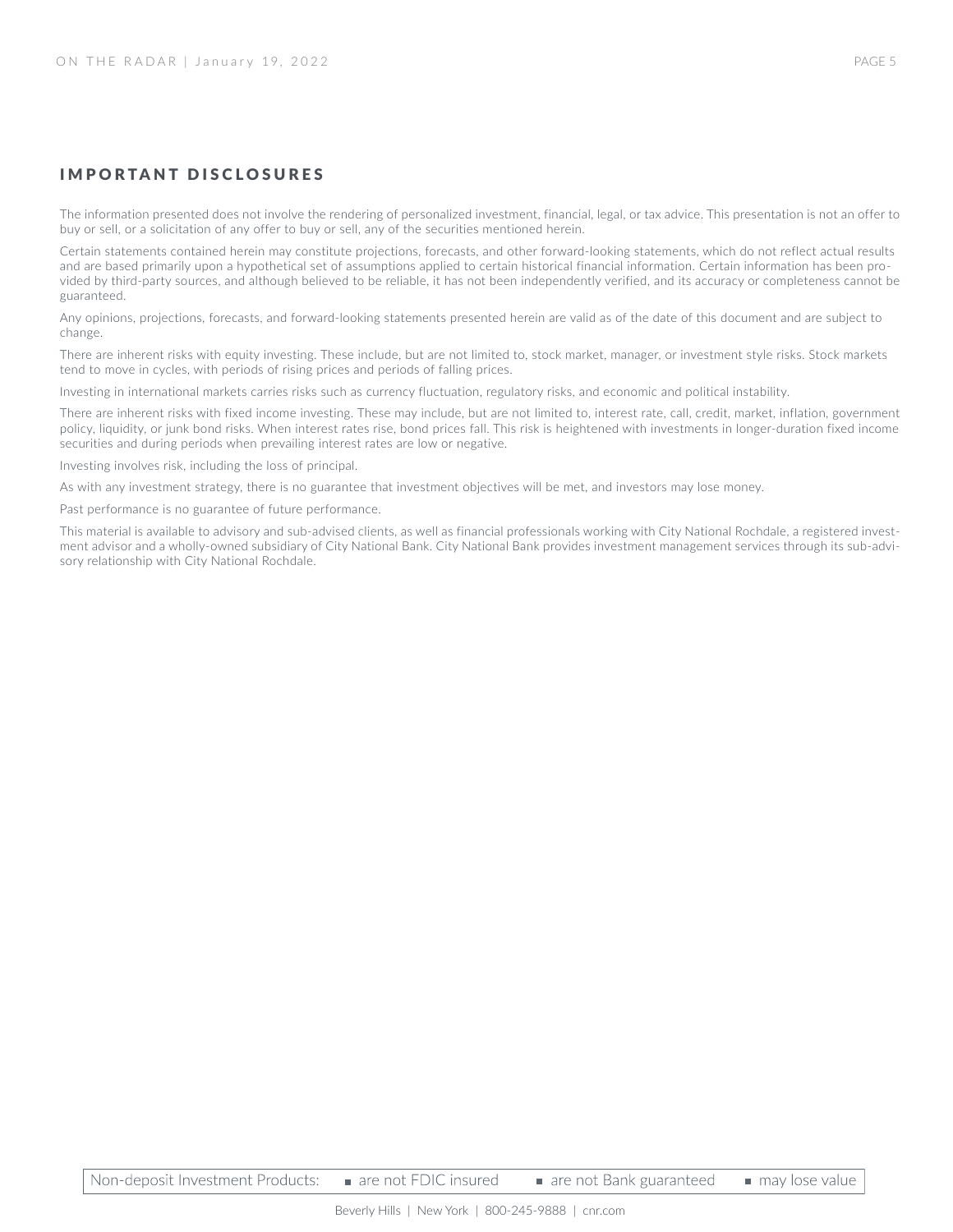## IMPORTANT DISCLOSURES

The information presented does not involve the rendering of personalized investment, financial, legal, or tax advice. This presentation is not an offer to buy or sell, or a solicitation of any offer to buy or sell, any of the securities mentioned herein.

Certain statements contained herein may constitute projections, forecasts, and other forward-looking statements, which do not reflect actual results and are based primarily upon a hypothetical set of assumptions applied to certain historical financial information. Certain information has been provided by third-party sources, and although believed to be reliable, it has not been independently verified, and its accuracy or completeness cannot be guaranteed.

Any opinions, projections, forecasts, and forward-looking statements presented herein are valid as of the date of this document and are subject to change.

There are inherent risks with equity investing. These include, but are not limited to, stock market, manager, or investment style risks. Stock markets tend to move in cycles, with periods of rising prices and periods of falling prices.

Investing in international markets carries risks such as currency fluctuation, regulatory risks, and economic and political instability.

There are inherent risks with fixed income investing. These may include, but are not limited to, interest rate, call, credit, market, inflation, government policy, liquidity, or junk bond risks. When interest rates rise, bond prices fall. This risk is heightened with investments in longer-duration fixed income securities and during periods when prevailing interest rates are low or negative.

Investing involves risk, including the loss of principal.

As with any investment strategy, there is no guarantee that investment objectives will be met, and investors may lose money.

Past performance is no guarantee of future performance.

This material is available to advisory and sub-advised clients, as well as financial professionals working with City National Rochdale, a registered investment advisor and a wholly-owned subsidiary of City National Bank. City National Bank provides investment management services through its sub-advisory relationship with City National Rochdale.

Non-deposit Investment Products: ■ are not FDIC insured ■ are not Bank guaranteed ■ may lose value

Beverly Hills | New York | 800-245-9888 | cnr.com